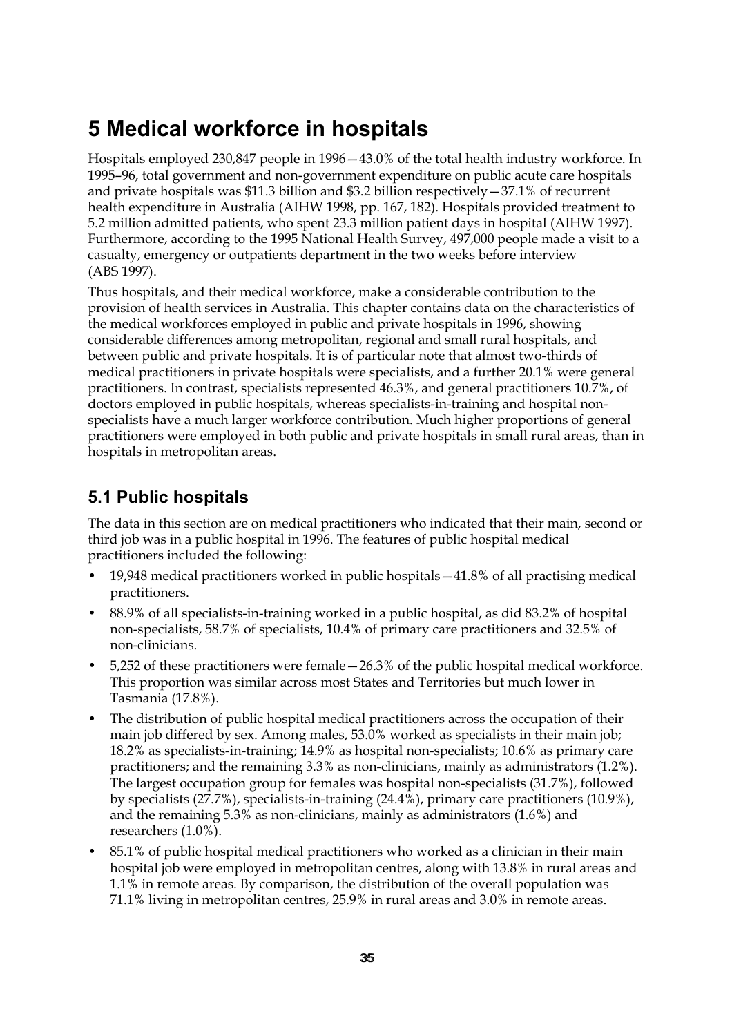# 5 Medical workforce in hospitals

Hospitals employed 230,847 people in 1996—43.0% of the total health industry workforce. In 1995–96, total government and non-government expenditure on public acute care hospitals and private hospitals was $11.3 billion and $3.2 billion respectively—37.1% of recurrent health expenditure in Australia (AIHW 1998, pp. 167, 182). Hospitals provided treatment to 5.2 million admitted patients, who spent 23.3 million patient days in hospital (AIHW 1997). Furthermore, according to the 1995 National Health Survey, 497,000 people made a visit to a casualty, emergency or outpatients department in the two weeks before interview (ABS 1997).

Thus hospitals, and their medical workforce, make a considerable contribution to the provision of health services in Australia. This chapter contains data on the characteristics of the medical workforces employed in public and private hospitals in 1996, showing considerable differences among metropolitan, regional and small rural hospitals, and between public and private hospitals. It is of particular note that almost two-thirds of medical practitioners in private hospitals were specialists, and a further 20.1% were general practitioners. In contrast, specialists represented 46.3%, and general practitioners 10.7%, of doctors employed in public hospitals, whereas specialists-in-training and hospital non-specialists have a much larger workforce contribution. Much higher proportions of general practitioners were employed in both public and private hospitals in small rural areas, than in hospitals in metropolitan areas.

## 5.1 Public hospitals

The data in this section are on medical practitioners who indicated that their main, second or third job was in a public hospital in 1996. The features of public hospital medical practitioners included the following:

- 19,948 medical practitioners worked in public hospitals—41.8% of all practising medical practitioners.
- 88.9% of all specialists-in-training worked in a public hospital, as did 83.2% of hospital non-specialists, 58.7% of specialists, 10.4% of primary care practitioners and 32.5% of non-clinicians.
- 5,252 of these practitioners were female—26.3% of the public hospital medical workforce. This proportion was similar across most States and Territories but much lower in Tasmania (17.8%).
- The distribution of public hospital medical practitioners across the occupation of their main job differed by sex. Among males, 53.0% worked as specialists in their main job; 18.2% as specialists-in-training; 14.9% as hospital non-specialists; 10.6% as primary care practitioners; and the remaining 3.3% as non-clinicians, mainly as administrators (1.2%). The largest occupation group for females was hospital non-specialists (31.7%), followed by specialists (27.7%), specialists-in-training (24.4%), primary care practitioners (10.9%), and the remaining 5.3% as non-clinicians, mainly as administrators (1.6%) and researchers (1.0%).
- 85.1% of public hospital medical practitioners who worked as a clinician in their main hospital job were employed in metropolitan centres, along with 13.8% in rural areas and 1.1% in remote areas. By comparison, the distribution of the overall population was 71.1% living in metropolitan centres, 25.9% in rural areas and 3.0% in remote areas.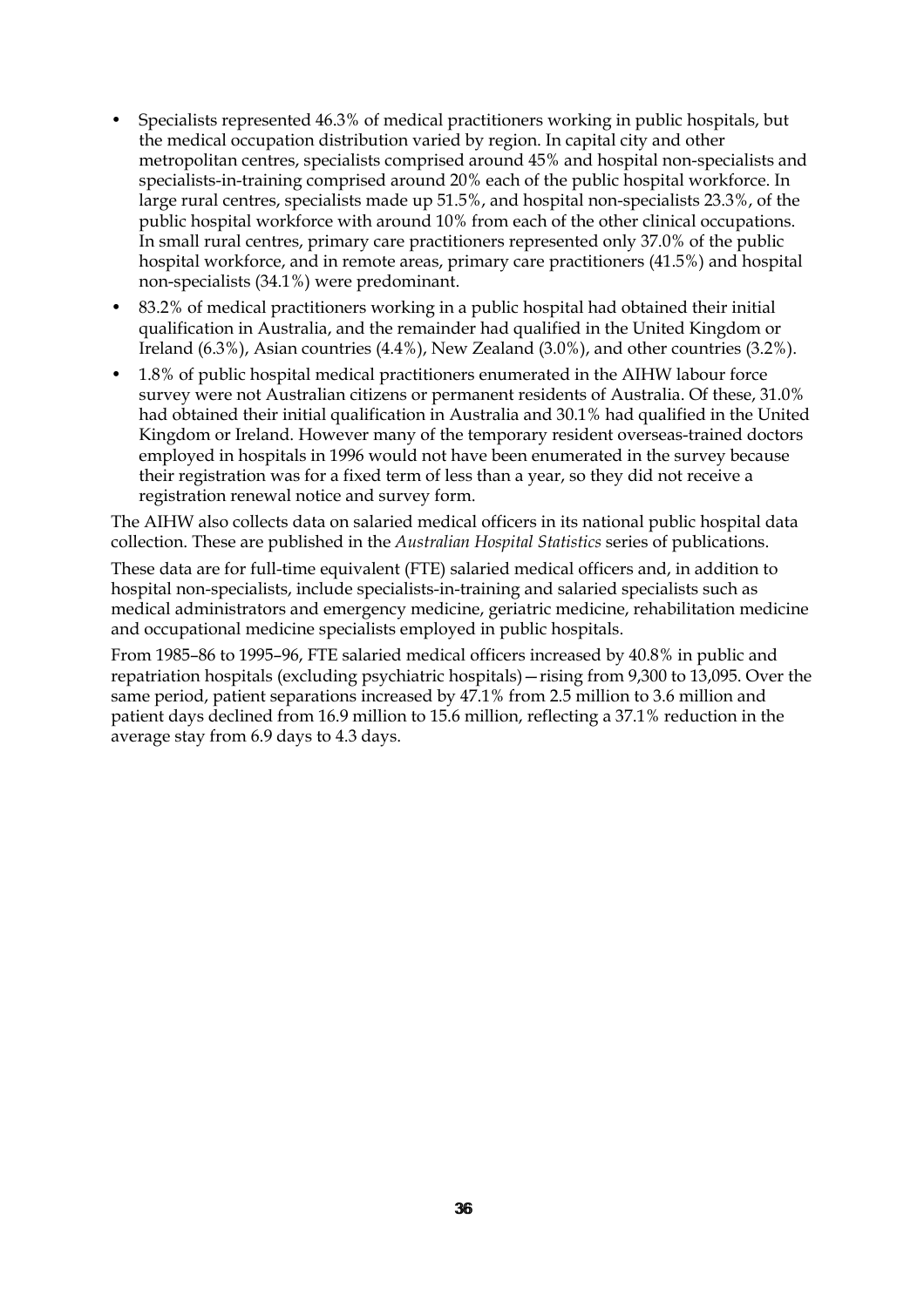- Specialists represented 46.3% of medical practitioners working in public hospitals, but the medical occupation distribution varied by region. In capital city and other metropolitan centres, specialists comprised around 45% and hospital non-specialists and specialists-in-training comprised around 20% each of the public hospital workforce. In large rural centres, specialists made up 51.5%, and hospital non-specialists 23.3%, of the public hospital workforce with around 10% from each of the other clinical occupations. In small rural centres, primary care practitioners represented only 37.0% of the public hospital workforce, and in remote areas, primary care practitioners (41.5%) and hospital non-specialists (34.1%) were predominant.
- 83.2% of medical practitioners working in a public hospital had obtained their initial qualification in Australia, and the remainder had qualified in the United Kingdom or Ireland (6.3%), Asian countries (4.4%), New Zealand (3.0%), and other countries (3.2%).
- 1.8% of public hospital medical practitioners enumerated in the AIHW labour force survey were not Australian citizens or permanent residents of Australia. Of these, 31.0% had obtained their initial qualification in Australia and 30.1% had qualified in the United Kingdom or Ireland. However many of the temporary resident overseas-trained doctors employed in hospitals in 1996 would not have been enumerated in the survey because their registration was for a fixed term of less than a year, so they did not receive a registration renewal notice and survey form.

The AIHW also collects data on salaried medical officers in its national public hospital data collection. These are published in the *Australian Hospital Statistics* series of publications.

These data are for full-time equivalent (FTE) salaried medical officers and, in addition to hospital non-specialists, include specialists-in-training and salaried specialists such as medical administrators and emergency medicine, geriatric medicine, rehabilitation medicine and occupational medicine specialists employed in public hospitals.

From 1985–86 to 1995–96, FTE salaried medical officers increased by 40.8% in public and repatriation hospitals (excluding psychiatric hospitals)—rising from 9,300 to 13,095. Over the same period, patient separations increased by 47.1% from 2.5 million to 3.6 million and patient days declined from 16.9 million to 15.6 million, reflecting a 37.1% reduction in the average stay from 6.9 days to 4.3 days.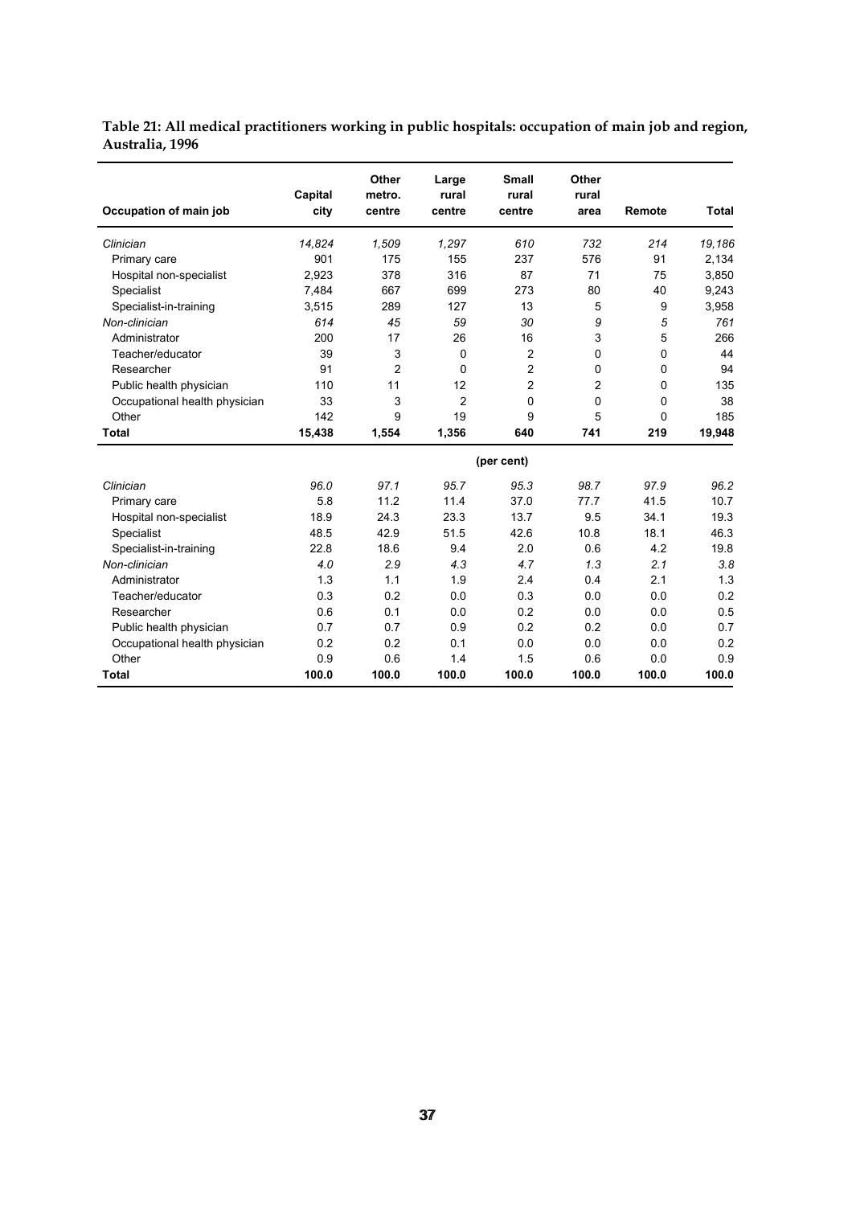**Table 21: All medical practitioners working in public hospitals: occupation of main job and region, Australia, 1996**

| Occupation of main job | Capital city | Other metro. centre | Large rural centre | Small rural centre | Other rural area | Remote | Total |
|---|---|---|---|---|---|---|---|
| *Clinician* | *14,824* | *1,509* | *1,297* | *610* | *732* | *214* | *19,186* |
| Primary care | 901 | 175 | 155 | 237 | 576 | 91 | 2,134 |
| Hospital non-specialist | 2,923 | 378 | 316 | 87 | 71 | 75 | 3,850 |
| Specialist | 7,484 | 667 | 699 | 273 | 80 | 40 | 9,243 |
| Specialist-in-training | 3,515 | 289 | 127 | 13 | 5 | 9 | 3,958 |
| *Non-clinician* | *614* | *45* | *59* | *30* | *9* | *5* | *761* |
| Administrator | 200 | 17 | 26 | 16 | 3 | 5 | 266 |
| Teacher/educator | 39 | 3 | 0 | 2 | 0 | 0 | 44 |
| Researcher | 91 | 2 | 0 | 2 | 0 | 0 | 94 |
| Public health physician | 110 | 11 | 12 | 2 | 2 | 0 | 135 |
| Occupational health physician | 33 | 3 | 2 | 0 | 0 | 0 | 38 |
| Other | 142 | 9 | 19 | 9 | 5 | 0 | 185 |
| **Total** | **15,438** | **1,554** | **1,356** | **640** | **741** | **219** | **19,948** |
| | | | | **(per cent)** | | | |
| *Clinician* | *96.0* | *97.1* | *95.7* | *95.3* | *98.7* | *97.9* | *96.2* |
| Primary care | 5.8 | 11.2 | 11.4 | 37.0 | 77.7 | 41.5 | 10.7 |
| Hospital non-specialist | 18.9 | 24.3 | 23.3 | 13.7 | 9.5 | 34.1 | 19.3 |
| Specialist | 48.5 | 42.9 | 51.5 | 42.6 | 10.8 | 18.1 | 46.3 |
| Specialist-in-training | 22.8 | 18.6 | 9.4 | 2.0 | 0.6 | 4.2 | 19.8 |
| *Non-clinician* | *4.0* | *2.9* | *4.3* | *4.7* | *1.3* | *2.1* | *3.8* |
| Administrator | 1.3 | 1.1 | 1.9 | 2.4 | 0.4 | 2.1 | 1.3 |
| Teacher/educator | 0.3 | 0.2 | 0.0 | 0.3 | 0.0 | 0.0 | 0.2 |
| Researcher | 0.6 | 0.1 | 0.0 | 0.2 | 0.0 | 0.0 | 0.5 |
| Public health physician | 0.7 | 0.7 | 0.9 | 0.2 | 0.2 | 0.0 | 0.7 |
| Occupational health physician | 0.2 | 0.2 | 0.1 | 0.0 | 0.0 | 0.0 | 0.2 |
| Other | 0.9 | 0.6 | 1.4 | 1.5 | 0.6 | 0.0 | 0.9 |
| **Total** | **100.0** | **100.0** | **100.0** | **100.0** | **100.0** | **100.0** | **100.0** |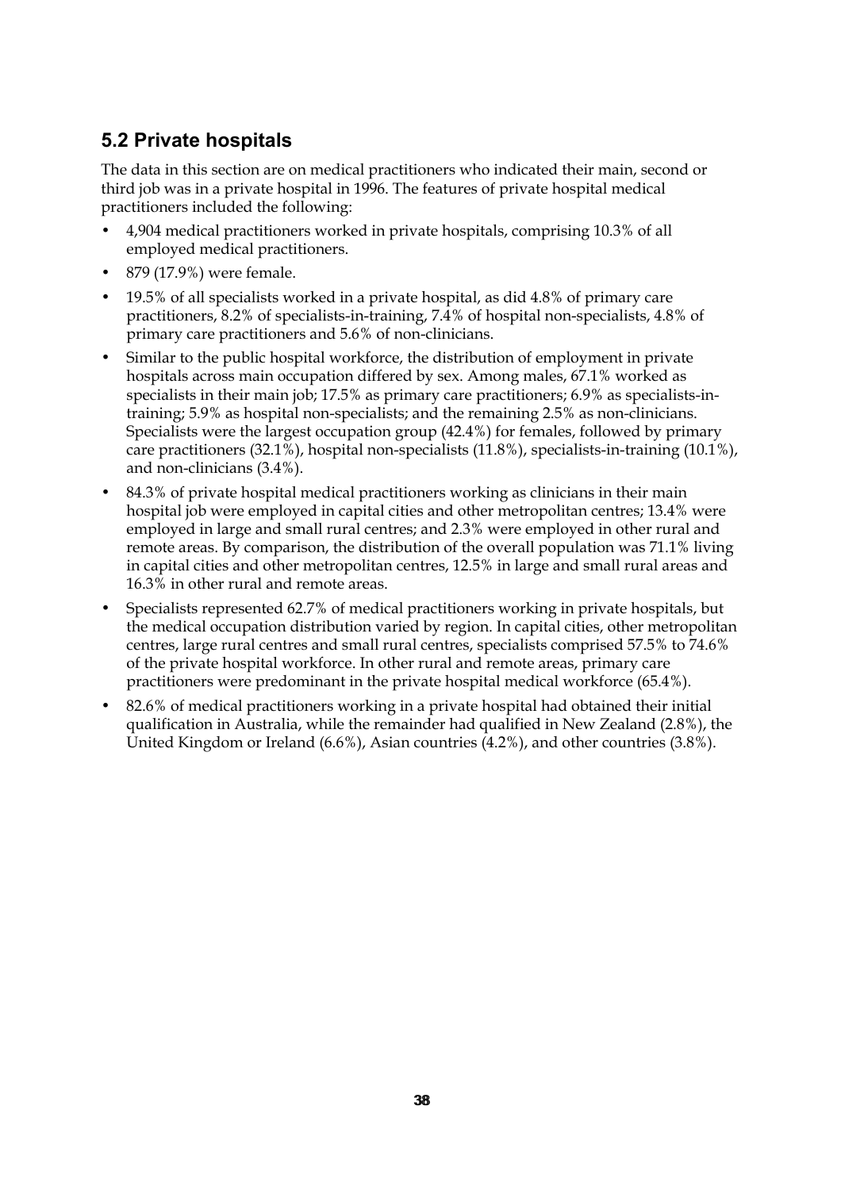## 5.2 Private hospitals

The data in this section are on medical practitioners who indicated their main, second or third job was in a private hospital in 1996. The features of private hospital medical practitioners included the following:

- 4,904 medical practitioners worked in private hospitals, comprising 10.3% of all employed medical practitioners.
- 879 (17.9%) were female.
- 19.5% of all specialists worked in a private hospital, as did 4.8% of primary care practitioners, 8.2% of specialists-in-training, 7.4% of hospital non-specialists, 4.8% of primary care practitioners and 5.6% of non-clinicians.
- Similar to the public hospital workforce, the distribution of employment in private hospitals across main occupation differed by sex. Among males, 67.1% worked as specialists in their main job; 17.5% as primary care practitioners; 6.9% as specialists-in-training; 5.9% as hospital non-specialists; and the remaining 2.5% as non-clinicians. Specialists were the largest occupation group (42.4%) for females, followed by primary care practitioners (32.1%), hospital non-specialists (11.8%), specialists-in-training (10.1%), and non-clinicians (3.4%).
- 84.3% of private hospital medical practitioners working as clinicians in their main hospital job were employed in capital cities and other metropolitan centres; 13.4% were employed in large and small rural centres; and 2.3% were employed in other rural and remote areas. By comparison, the distribution of the overall population was 71.1% living in capital cities and other metropolitan centres, 12.5% in large and small rural areas and 16.3% in other rural and remote areas.
- Specialists represented 62.7% of medical practitioners working in private hospitals, but the medical occupation distribution varied by region. In capital cities, other metropolitan centres, large rural centres and small rural centres, specialists comprised 57.5% to 74.6% of the private hospital workforce. In other rural and remote areas, primary care practitioners were predominant in the private hospital medical workforce (65.4%).
- 82.6% of medical practitioners working in a private hospital had obtained their initial qualification in Australia, while the remainder had qualified in New Zealand (2.8%), the United Kingdom or Ireland (6.6%), Asian countries (4.2%), and other countries (3.8%).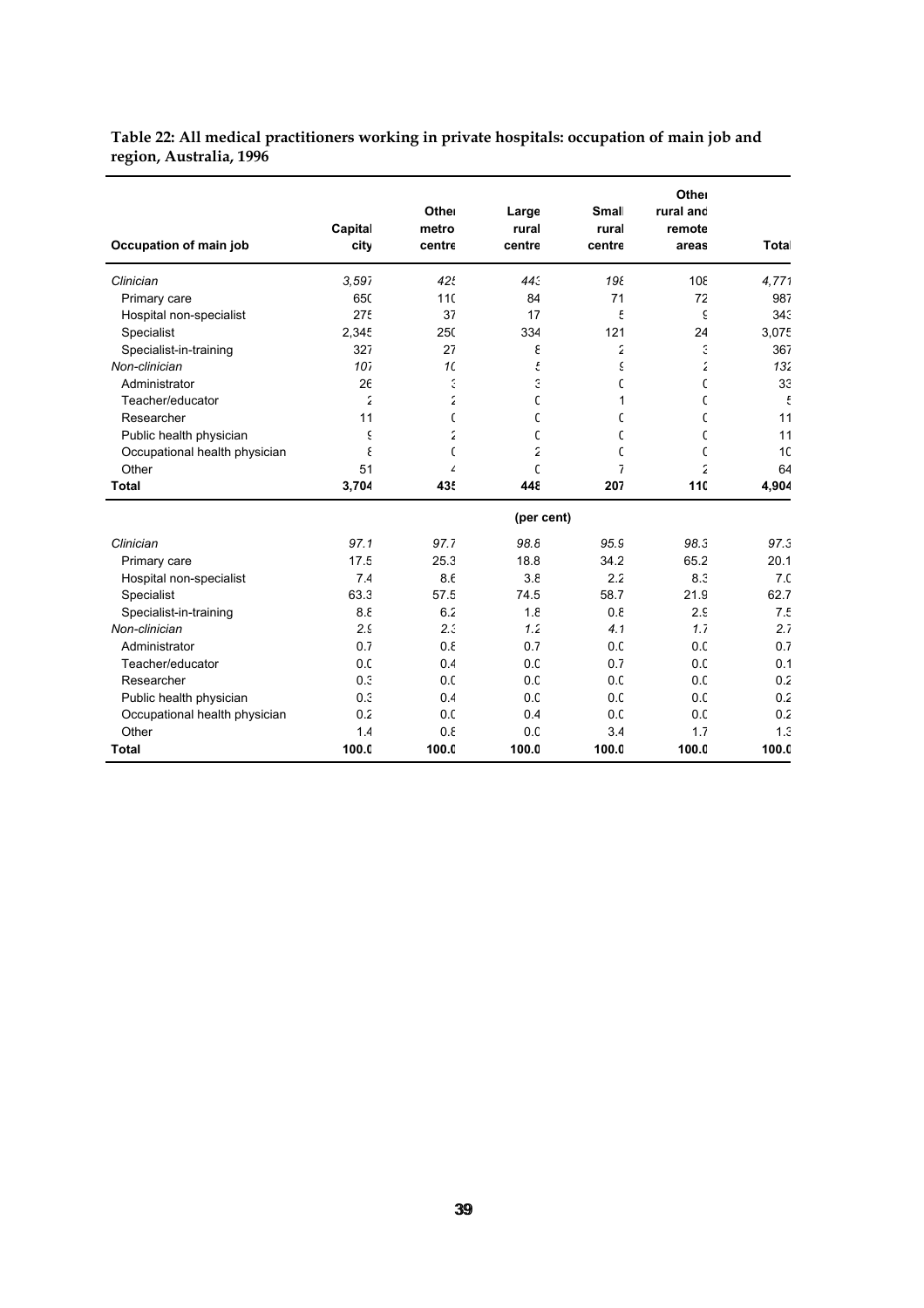**Table 22: All medical practitioners working in private hospitals: occupation of main job and region, Australia, 1996**

| Occupation of main job | Capital city | Other metro centre | Large rural centre | Small rural centre | Other rural and remote areas | Total |
|---|---|---|---|---|---|---|
| *Clinician* | *3,597* | *425* | *443* | *198* | 108 | *4,771* |
| Primary care | 650 | 110 | 84 | 71 | 72 | 987 |
| Hospital non-specialist | 275 | 37 | 17 | 5 | 9 | 343 |
| Specialist | 2,345 | 250 | 334 | 121 | 24 | 3,075 |
| Specialist-in-training | 327 | 27 | 8 | 2 | 3 | 367 |
| *Non-clinician* | *107* | *10* | *5* | *9* | *2* | *133* |
| Administrator | 26 | 3 | 3 | 0 | 0 | 33 |
| Teacher/educator | 2 | 2 | 0 | 1 | 0 | 5 |
| Researcher | 11 | 0 | 0 | 0 | 0 | 11 |
| Public health physician | 9 | 2 | 0 | 0 | 0 | 11 |
| Occupational health physician | 8 | 0 | 2 | 0 | 0 | 10 |
| Other | 51 | 4 | 0 | 7 | 2 | 64 |
| **Total** | **3,704** | **435** | **448** | **207** | **110** | **4,904** |
| | | | **(per cent)** | | | |
| *Clinician* | *97.1* | *97.7* | *98.8* | *95.9* | *98.3* | *97.3* |
| Primary care | 17.5 | 25.3 | 18.8 | 34.2 | 65.2 | 20.1 |
| Hospital non-specialist | 7.4 | 8.6 | 3.8 | 2.2 | 8.3 | 7.0 |
| Specialist | 63.3 | 57.5 | 74.5 | 58.7 | 21.9 | 62.7 |
| Specialist-in-training | 8.8 | 6.2 | 1.8 | 0.8 | 2.9 | 7.5 |
| *Non-clinician* | *2.9* | *2.3* | *1.2* | *4.1* | *1.7* | *2.7* |
| Administrator | 0.7 | 0.8 | 0.7 | 0.0 | 0.0 | 0.7 |
| Teacher/educator | 0.0 | 0.4 | 0.0 | 0.7 | 0.0 | 0.1 |
| Researcher | 0.3 | 0.0 | 0.0 | 0.0 | 0.0 | 0.2 |
| Public health physician | 0.3 | 0.4 | 0.0 | 0.0 | 0.0 | 0.2 |
| Occupational health physician | 0.2 | 0.0 | 0.4 | 0.0 | 0.0 | 0.2 |
| Other | 1.4 | 0.8 | 0.0 | 3.4 | 1.7 | 1.3 |
| **Total** | **100.0** | **100.0** | **100.0** | **100.0** | **100.0** | **100.0** |